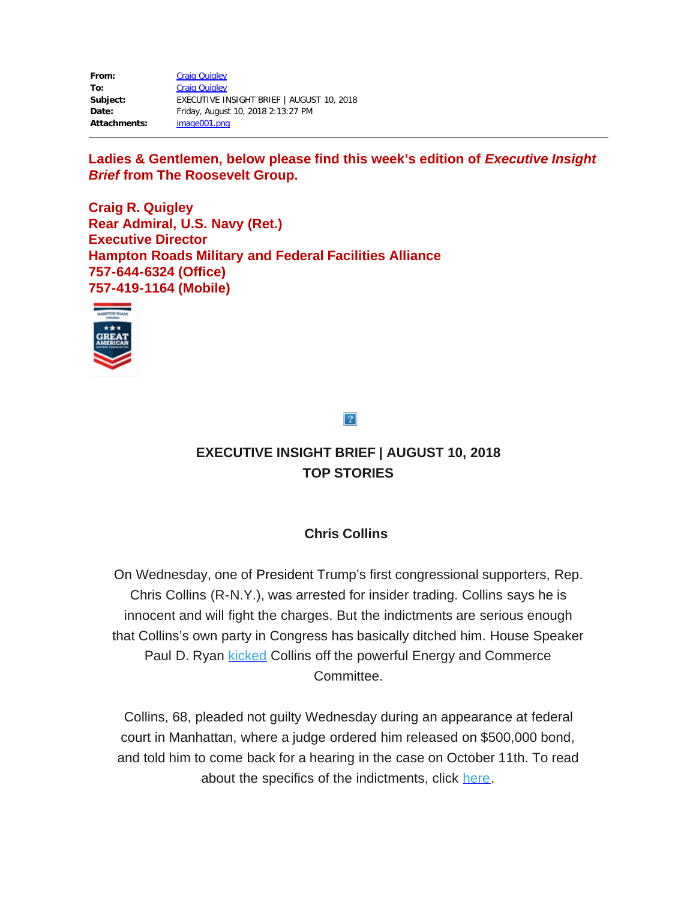**From:** Craig Quigley
**To:** Craig Quigley
**Subject:** EXECUTIVE INSIGHT BRIEF | AUGUST 10, 2018
**Date:** Friday, August 10, 2018 2:13:27 PM
**Attachments:** image001.png

---

**Ladies & Gentlemen, below please find this week's edition of *Executive Insight Brief* from The Roosevelt Group.**

**Craig R. Quigley**
**Rear Admiral, U.S. Navy (Ret.)**
**Executive Director**
**Hampton Roads Military and Federal Facilities Alliance**
**757-644-6324 (Office)**
**757-419-1164 (Mobile)**

## EXECUTIVE INSIGHT BRIEF | AUGUST 10, 2018
## TOP STORIES

### Chris Collins

On Wednesday, one of President Trump's first congressional supporters, Rep. Chris Collins (R-N.Y.), was arrested for insider trading. Collins says he is innocent and will fight the charges. But the indictments are serious enough that Collins's own party in Congress has basically ditched him. House Speaker Paul D. Ryan kicked Collins off the powerful Energy and Commerce Committee.

Collins, 68, pleaded not guilty Wednesday during an appearance at federal court in Manhattan, where a judge ordered him released on $500,000 bond, and told him to come back for a hearing in the case on October 11th. To read about the specifics of the indictments, click here.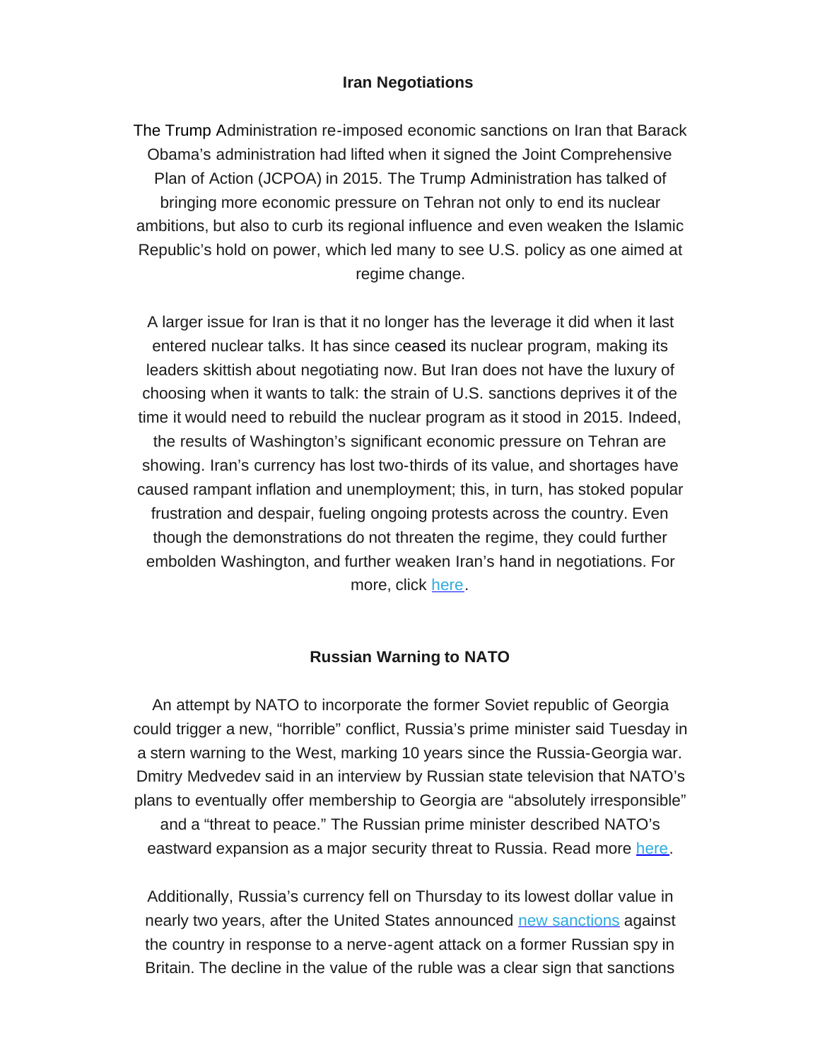**Iran Negotiations**

The Trump Administration re-imposed economic sanctions on Iran that Barack Obama's administration had lifted when it signed the Joint Comprehensive Plan of Action (JCPOA) in 2015. The Trump Administration has talked of bringing more economic pressure on Tehran not only to end its nuclear ambitions, but also to curb its regional influence and even weaken the Islamic Republic's hold on power, which led many to see U.S. policy as one aimed at regime change.

A larger issue for Iran is that it no longer has the leverage it did when it last entered nuclear talks. It has since ceased its nuclear program, making its leaders skittish about negotiating now. But Iran does not have the luxury of choosing when it wants to talk: the strain of U.S. sanctions deprives it of the time it would need to rebuild the nuclear program as it stood in 2015. Indeed, the results of Washington's significant economic pressure on Tehran are showing. Iran's currency has lost two-thirds of its value, and shortages have caused rampant inflation and unemployment; this, in turn, has stoked popular frustration and despair, fueling ongoing protests across the country. Even though the demonstrations do not threaten the regime, they could further embolden Washington, and further weaken Iran's hand in negotiations. For more, click here.

**Russian Warning to NATO**

An attempt by NATO to incorporate the former Soviet republic of Georgia could trigger a new, "horrible" conflict, Russia's prime minister said Tuesday in a stern warning to the West, marking 10 years since the Russia-Georgia war. Dmitry Medvedev said in an interview by Russian state television that NATO's plans to eventually offer membership to Georgia are "absolutely irresponsible" and a "threat to peace." The Russian prime minister described NATO's eastward expansion as a major security threat to Russia. Read more here.

Additionally, Russia's currency fell on Thursday to its lowest dollar value in nearly two years, after the United States announced new sanctions against the country in response to a nerve-agent attack on a former Russian spy in Britain. The decline in the value of the ruble was a clear sign that sanctions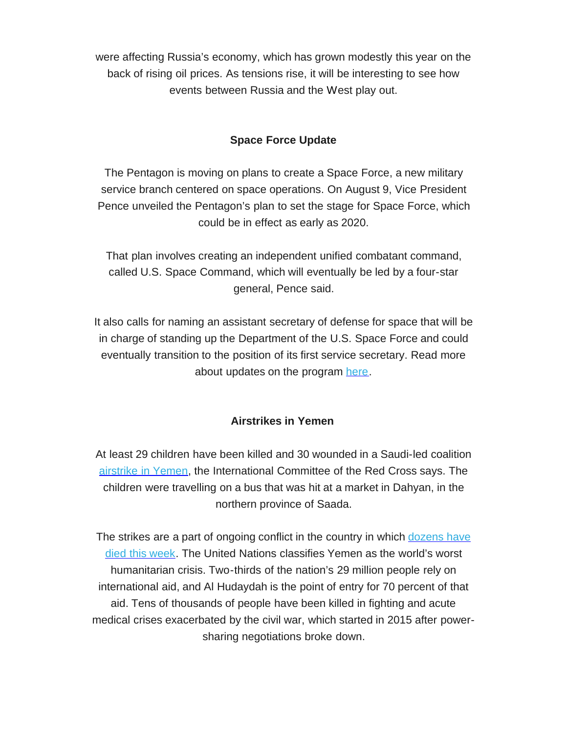were affecting Russia's economy, which has grown modestly this year on the back of rising oil prices. As tensions rise, it will be interesting to see how events between Russia and the West play out.

### Space Force Update

The Pentagon is moving on plans to create a Space Force, a new military service branch centered on space operations. On August 9, Vice President Pence unveiled the Pentagon's plan to set the stage for Space Force, which could be in effect as early as 2020.

That plan involves creating an independent unified combatant command, called U.S. Space Command, which will eventually be led by a four-star general, Pence said.

It also calls for naming an assistant secretary of defense for space that will be in charge of standing up the Department of the U.S. Space Force and could eventually transition to the position of its first service secretary. Read more about updates on the program here.

### Airstrikes in Yemen

At least 29 children have been killed and 30 wounded in a Saudi-led coalition airstrike in Yemen, the International Committee of the Red Cross says. The children were travelling on a bus that was hit at a market in Dahyan, in the northern province of Saada.

The strikes are a part of ongoing conflict in the country in which dozens have died this week. The United Nations classifies Yemen as the world's worst humanitarian crisis. Two-thirds of the nation's 29 million people rely on international aid, and Al Hudaydah is the point of entry for 70 percent of that aid. Tens of thousands of people have been killed in fighting and acute medical crises exacerbated by the civil war, which started in 2015 after power-sharing negotiations broke down.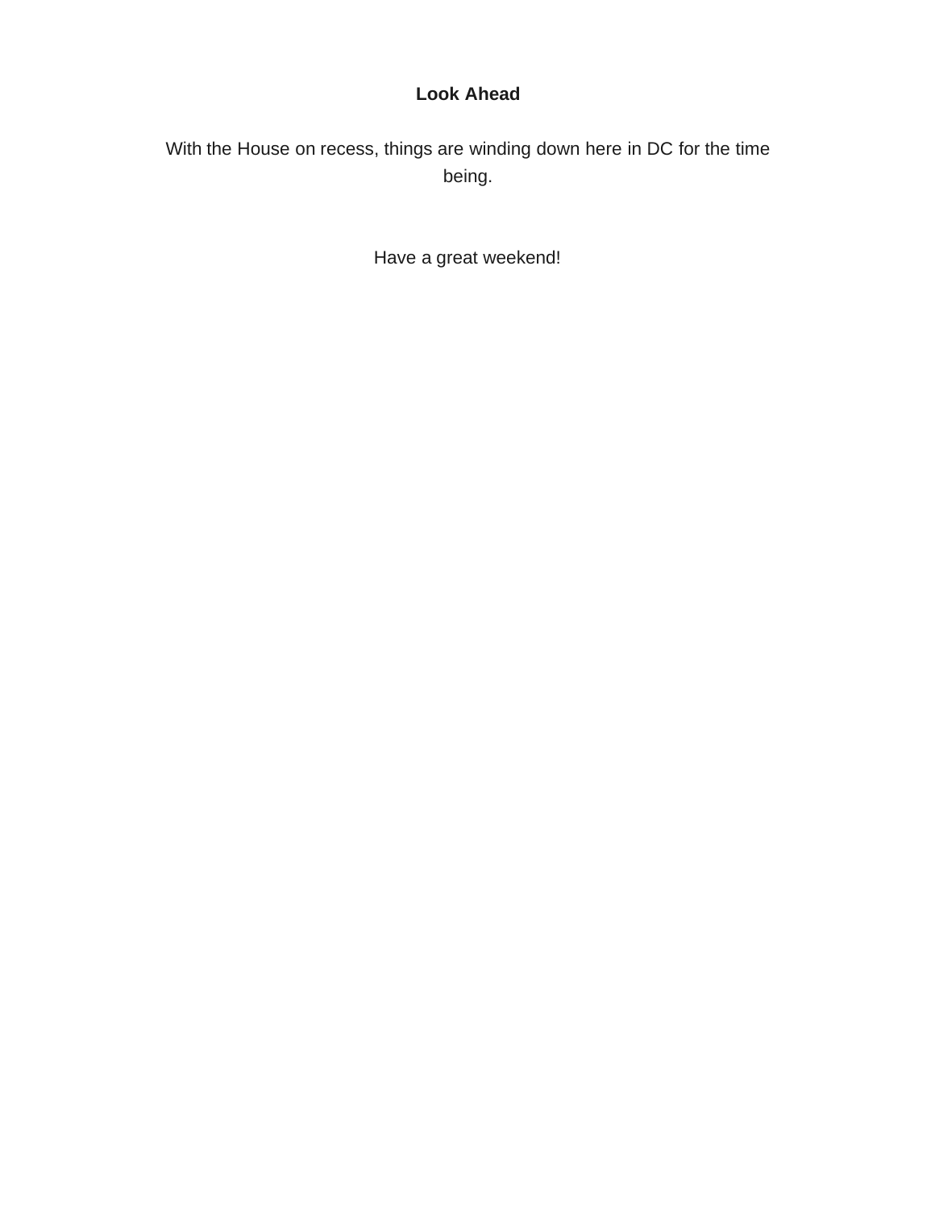**Look Ahead**

With the House on recess, things are winding down here in DC for the time being.

Have a great weekend!